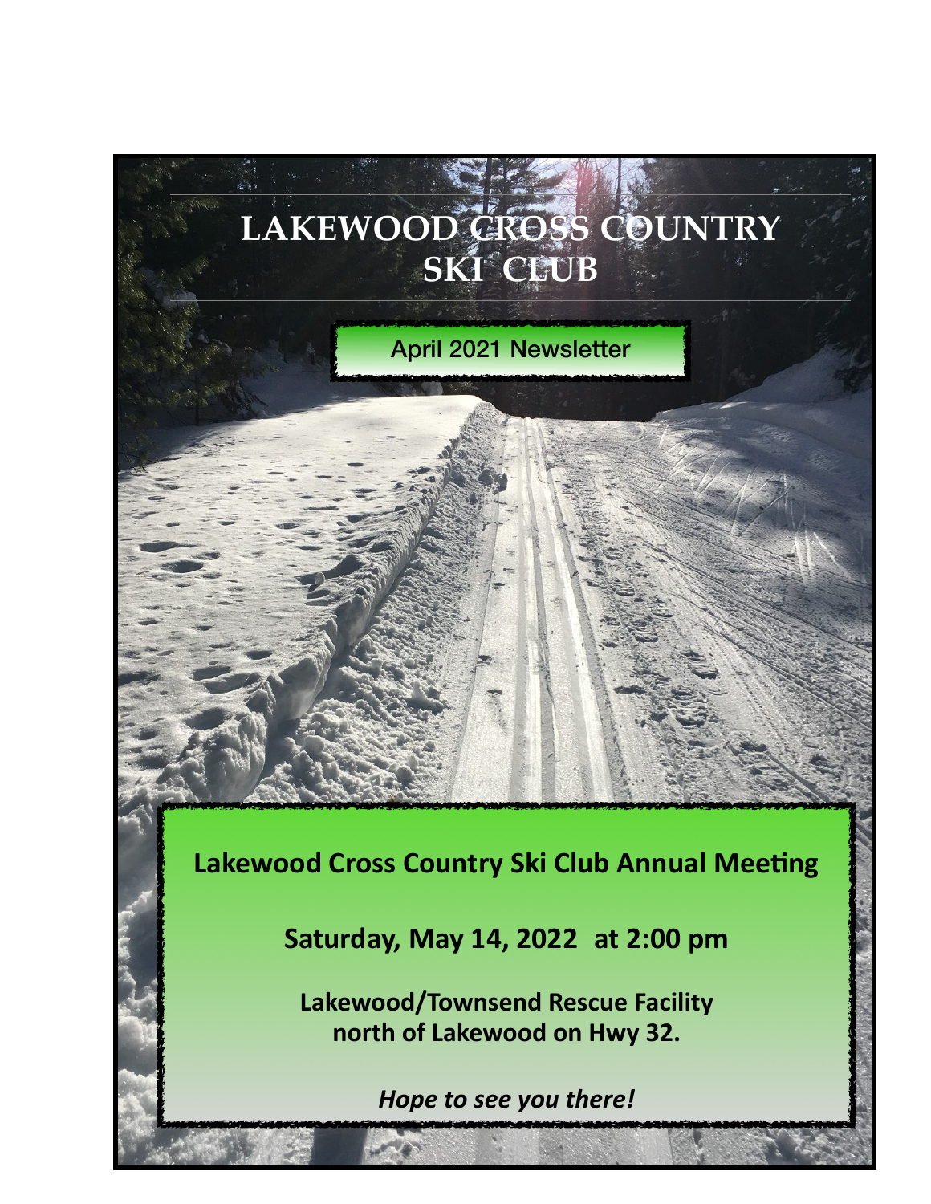# LAKEWOOD CROSS COUNTRY SKI CLUB

April 2021 Newsletter

**Lakewood Cross Country Ski Club Annual Meeting**

**Saturday, May 14, 2022 at 2:00 pm**

**Lakewood/Townsend Rescue Facility**
**north of Lakewood on Hwy 32.**

***Hope to see you there!***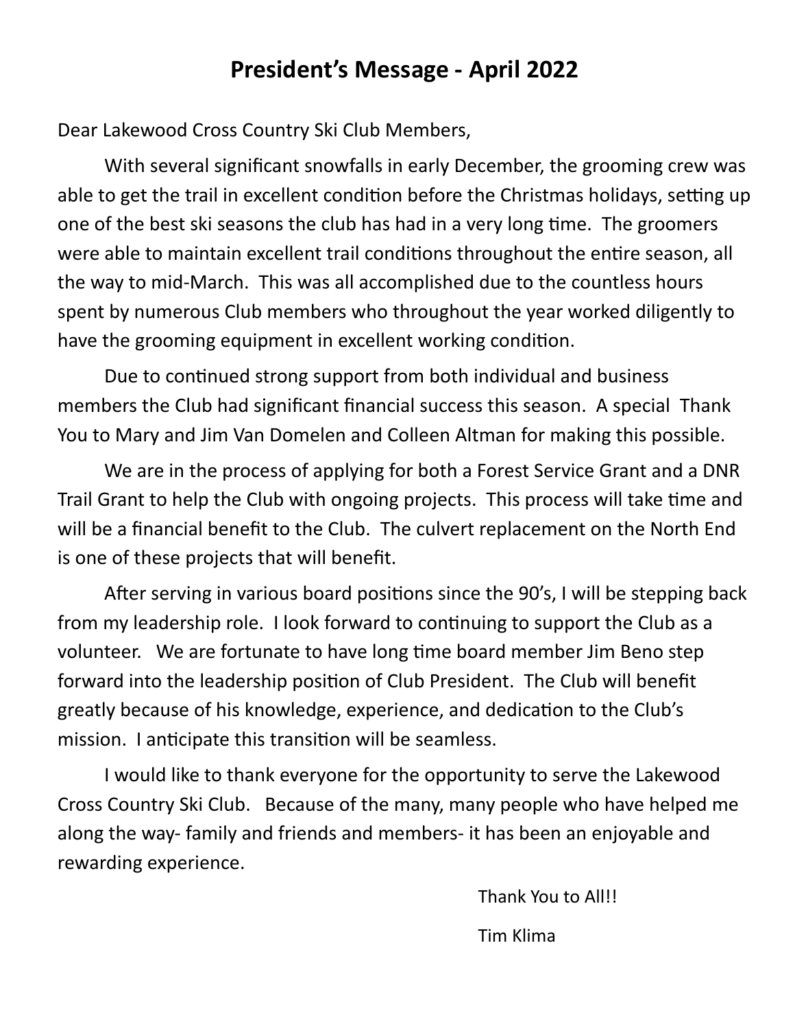# President's Message - April 2022

Dear Lakewood Cross Country Ski Club Members,

With several significant snowfalls in early December, the grooming crew was able to get the trail in excellent condition before the Christmas holidays, setting up one of the best ski seasons the club has had in a very long time. The groomers were able to maintain excellent trail conditions throughout the entire season, all the way to mid-March. This was all accomplished due to the countless hours spent by numerous Club members who throughout the year worked diligently to have the grooming equipment in excellent working condition.

Due to continued strong support from both individual and business members the Club had significant financial success this season. A special Thank You to Mary and Jim Van Domelen and Colleen Altman for making this possible.

We are in the process of applying for both a Forest Service Grant and a DNR Trail Grant to help the Club with ongoing projects. This process will take time and will be a financial benefit to the Club. The culvert replacement on the North End is one of these projects that will benefit.

After serving in various board positions since the 90's, I will be stepping back from my leadership role. I look forward to continuing to support the Club as a volunteer. We are fortunate to have long time board member Jim Beno step forward into the leadership position of Club President. The Club will benefit greatly because of his knowledge, experience, and dedication to the Club's mission. I anticipate this transition will be seamless.

I would like to thank everyone for the opportunity to serve the Lakewood Cross Country Ski Club. Because of the many, many people who have helped me along the way- family and friends and members- it has been an enjoyable and rewarding experience.

Thank You to All!!

Tim Klima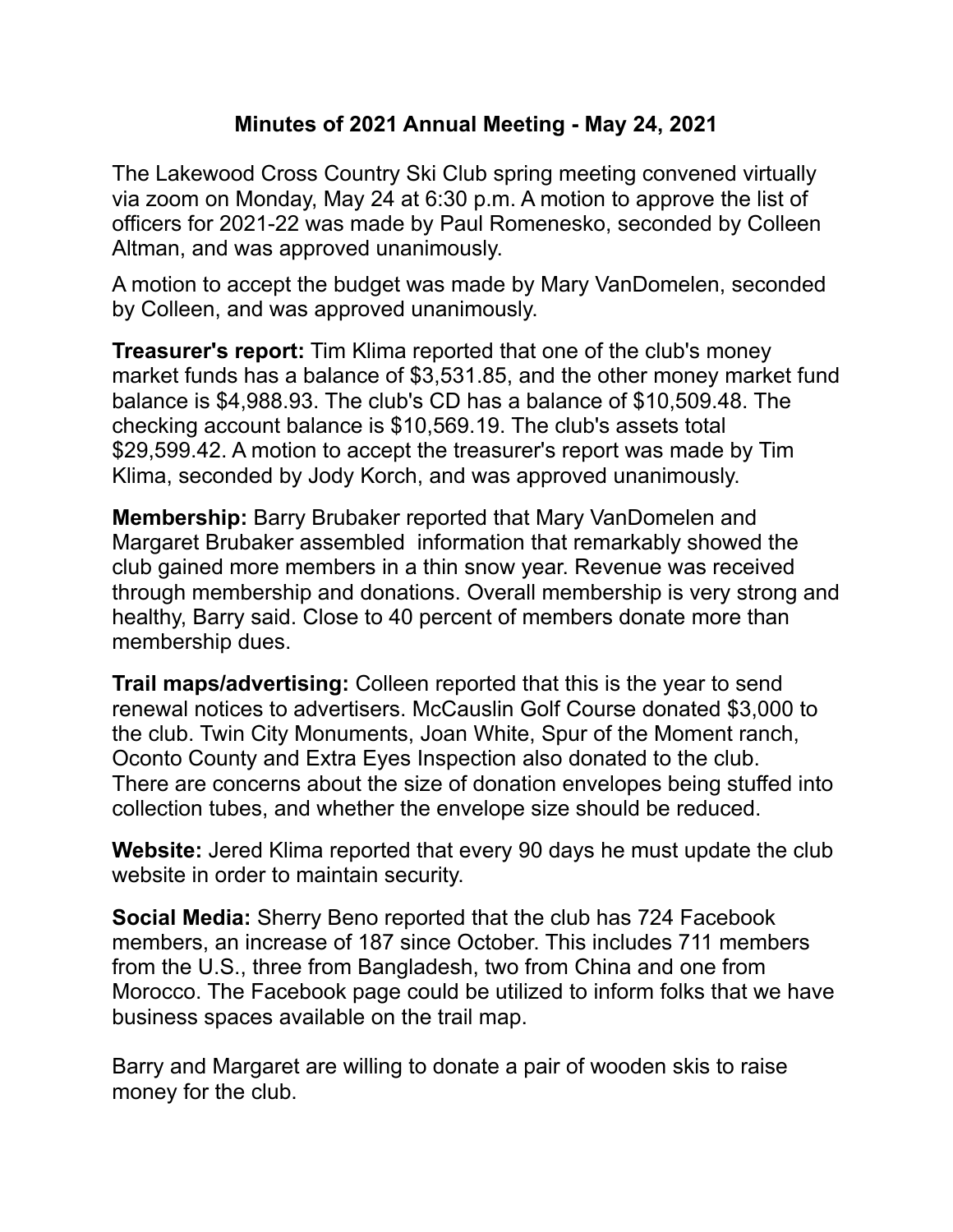## Minutes of 2021 Annual Meeting - May 24, 2021

The Lakewood Cross Country Ski Club spring meeting convened virtually via zoom on Monday, May 24 at 6:30 p.m. A motion to approve the list of officers for 2021-22 was made by Paul Romenesko, seconded by Colleen Altman, and was approved unanimously.

A motion to accept the budget was made by Mary VanDomelen, seconded by Colleen, and was approved unanimously.

**Treasurer's report:** Tim Klima reported that one of the club's money market funds has a balance of $3,531.85, and the other money market fund balance is $4,988.93. The club's CD has a balance of $10,509.48. The checking account balance is $10,569.19. The club's assets total $29,599.42. A motion to accept the treasurer's report was made by Tim Klima, seconded by Jody Korch, and was approved unanimously.

**Membership:** Barry Brubaker reported that Mary VanDomelen and Margaret Brubaker assembled information that remarkably showed the club gained more members in a thin snow year. Revenue was received through membership and donations. Overall membership is very strong and healthy, Barry said. Close to 40 percent of members donate more than membership dues.

**Trail maps/advertising:** Colleen reported that this is the year to send renewal notices to advertisers. McCauslin Golf Course donated $3,000 to the club. Twin City Monuments, Joan White, Spur of the Moment ranch, Oconto County and Extra Eyes Inspection also donated to the club. There are concerns about the size of donation envelopes being stuffed into collection tubes, and whether the envelope size should be reduced.

**Website:** Jered Klima reported that every 90 days he must update the club website in order to maintain security.

**Social Media:** Sherry Beno reported that the club has 724 Facebook members, an increase of 187 since October. This includes 711 members from the U.S., three from Bangladesh, two from China and one from Morocco. The Facebook page could be utilized to inform folks that we have business spaces available on the trail map.

Barry and Margaret are willing to donate a pair of wooden skis to raise money for the club.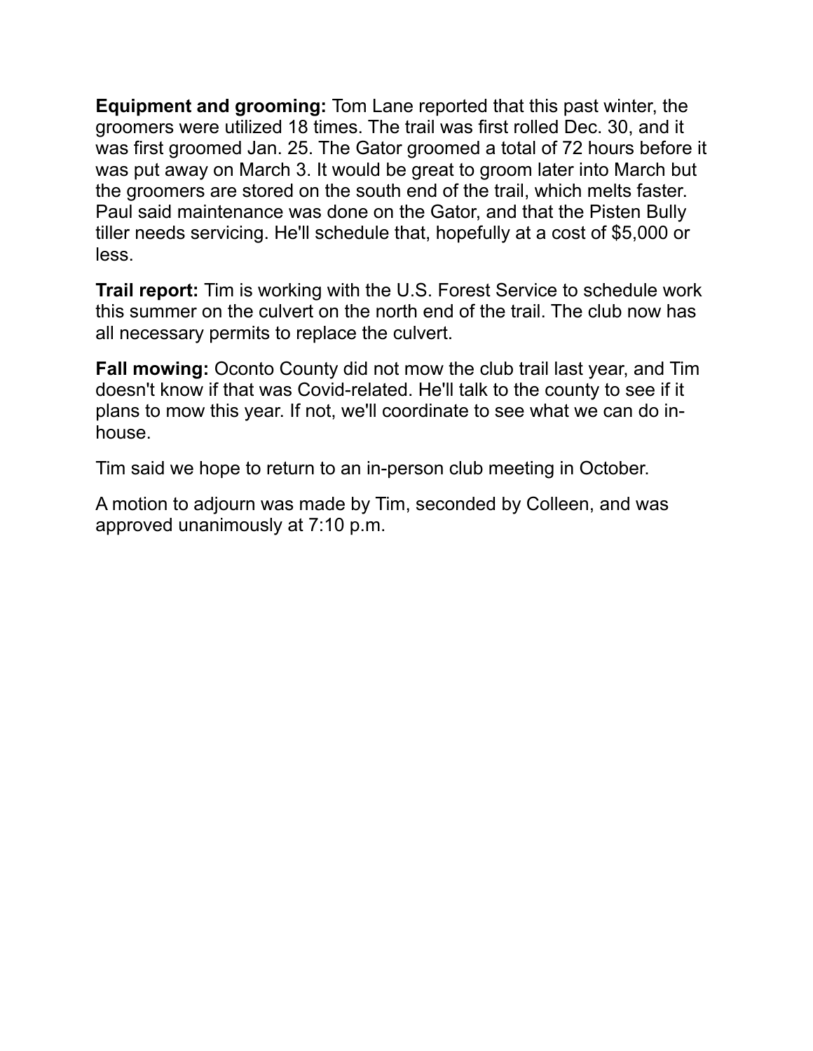**Equipment and grooming:** Tom Lane reported that this past winter, the groomers were utilized 18 times. The trail was first rolled Dec. 30, and it was first groomed Jan. 25. The Gator groomed a total of 72 hours before it was put away on March 3. It would be great to groom later into March but the groomers are stored on the south end of the trail, which melts faster. Paul said maintenance was done on the Gator, and that the Pisten Bully tiller needs servicing. He'll schedule that, hopefully at a cost of $5,000 or less.

**Trail report:** Tim is working with the U.S. Forest Service to schedule work this summer on the culvert on the north end of the trail. The club now has all necessary permits to replace the culvert.

**Fall mowing:** Oconto County did not mow the club trail last year, and Tim doesn't know if that was Covid-related. He'll talk to the county to see if it plans to mow this year. If not, we'll coordinate to see what we can do in-house.

Tim said we hope to return to an in-person club meeting in October.

A motion to adjourn was made by Tim, seconded by Colleen, and was approved unanimously at 7:10 p.m.